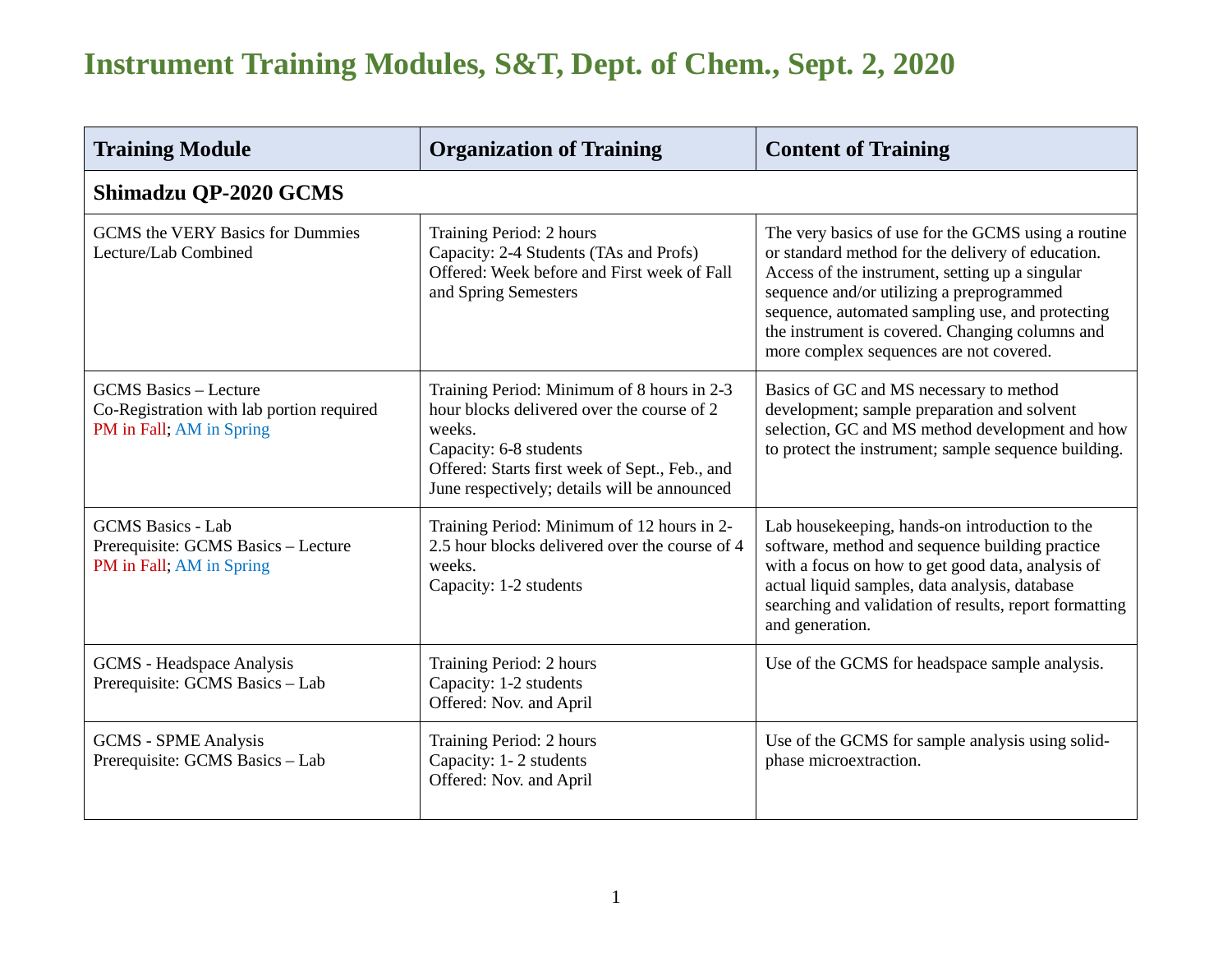# Instrument Training Modules, S&T, Dept. of Chem., Sept. 2, 2020

| Training Module | Organization of Training | Content of Training |
|---|---|---|
| **Shimadzu QP-2020 GCMS** | | |
| GCMS the VERY Basics for Dummies<br>Lecture/Lab Combined | Training Period: 2 hours<br>Capacity: 2-4 Students (TAs and Profs)<br>Offered: Week before and First week of Fall and Spring Semesters | The very basics of use for the GCMS using a routine or standard method for the delivery of education. Access of the instrument, setting up a singular sequence and/or utilizing a preprogrammed sequence, automated sampling use, and protecting the instrument is covered. Changing columns and more complex sequences are not covered. |
| GCMS Basics – Lecture<br>Co-Registration with lab portion required<br>PM in Fall; AM in Spring | Training Period: Minimum of 8 hours in 2-3 hour blocks delivered over the course of 2 weeks.<br>Capacity: 6-8 students<br>Offered: Starts first week of Sept., Feb., and June respectively; details will be announced | Basics of GC and MS necessary to method development; sample preparation and solvent selection, GC and MS method development and how to protect the instrument; sample sequence building. |
| GCMS Basics - Lab<br>Prerequisite: GCMS Basics – Lecture<br>PM in Fall; AM in Spring | Training Period: Minimum of 12 hours in 2-2.5 hour blocks delivered over the course of 4 weeks.<br>Capacity: 1-2 students | Lab housekeeping, hands-on introduction to the software, method and sequence building practice with a focus on how to get good data, analysis of actual liquid samples, data analysis, database searching and validation of results, report formatting and generation. |
| GCMS - Headspace Analysis<br>Prerequisite: GCMS Basics – Lab | Training Period: 2 hours<br>Capacity: 1-2 students<br>Offered: Nov. and April | Use of the GCMS for headspace sample analysis. |
| GCMS - SPME Analysis<br>Prerequisite: GCMS Basics – Lab | Training Period: 2 hours<br>Capacity: 1- 2 students<br>Offered: Nov. and April | Use of the GCMS for sample analysis using solid-phase microextraction. |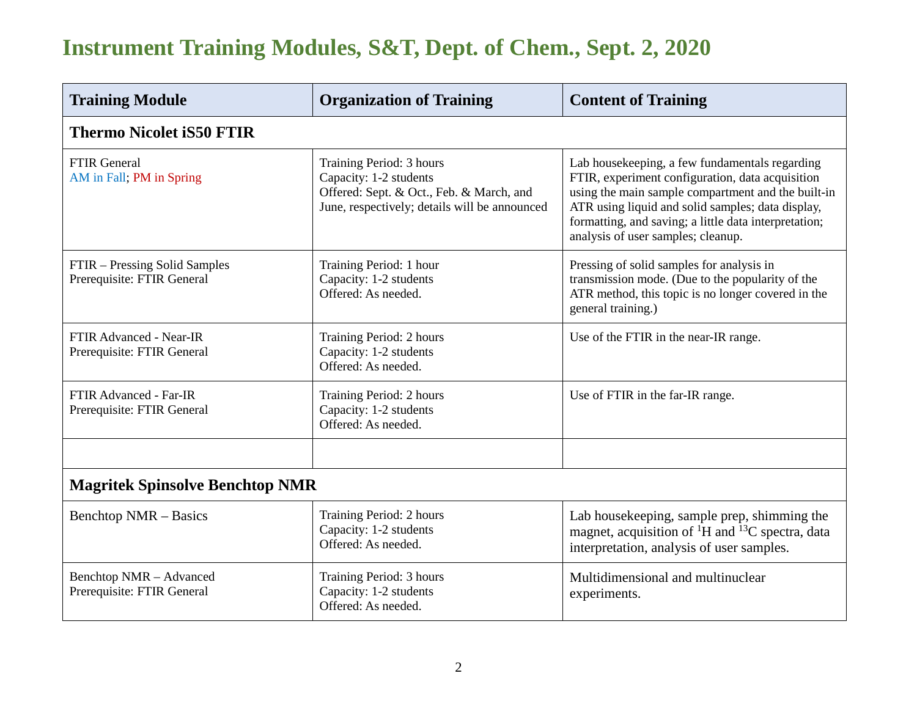# Instrument Training Modules, S&T, Dept. of Chem., Sept. 2, 2020

| Training Module | Organization of Training | Content of Training |
|---|---|---|
| **Thermo Nicolet iS50 FTIR** | | |
| FTIR General<br>AM in Fall; PM in Spring | Training Period: 3 hours<br>Capacity: 1-2 students<br>Offered: Sept. & Oct., Feb. & March, and June, respectively; details will be announced | Lab housekeeping, a few fundamentals regarding FTIR, experiment configuration, data acquisition using the main sample compartment and the built-in ATR using liquid and solid samples; data display, formatting, and saving; a little data interpretation; analysis of user samples; cleanup. |
| FTIR – Pressing Solid Samples<br>Prerequisite: FTIR General | Training Period: 1 hour<br>Capacity: 1-2 students<br>Offered: As needed. | Pressing of solid samples for analysis in transmission mode. (Due to the popularity of the ATR method, this topic is no longer covered in the general training.) |
| FTIR Advanced - Near-IR<br>Prerequisite: FTIR General | Training Period: 2 hours<br>Capacity: 1-2 students<br>Offered: As needed. | Use of the FTIR in the near-IR range. |
| FTIR Advanced - Far-IR<br>Prerequisite: FTIR General | Training Period: 2 hours<br>Capacity: 1-2 students<br>Offered: As needed. | Use of FTIR in the far-IR range. |
| | | |
| **Magritek Spinsolve Benchtop NMR** | | |
| Benchtop NMR – Basics | Training Period: 2 hours<br>Capacity: 1-2 students<br>Offered: As needed. | Lab housekeeping, sample prep, shimming the magnet, acquisition of $^{1}H$ and $^{13}C$ spectra, data interpretation, analysis of user samples. |
| Benchtop NMR – Advanced<br>Prerequisite: FTIR General | Training Period: 3 hours<br>Capacity: 1-2 students<br>Offered: As needed. | Multidimensional and multinuclear experiments. |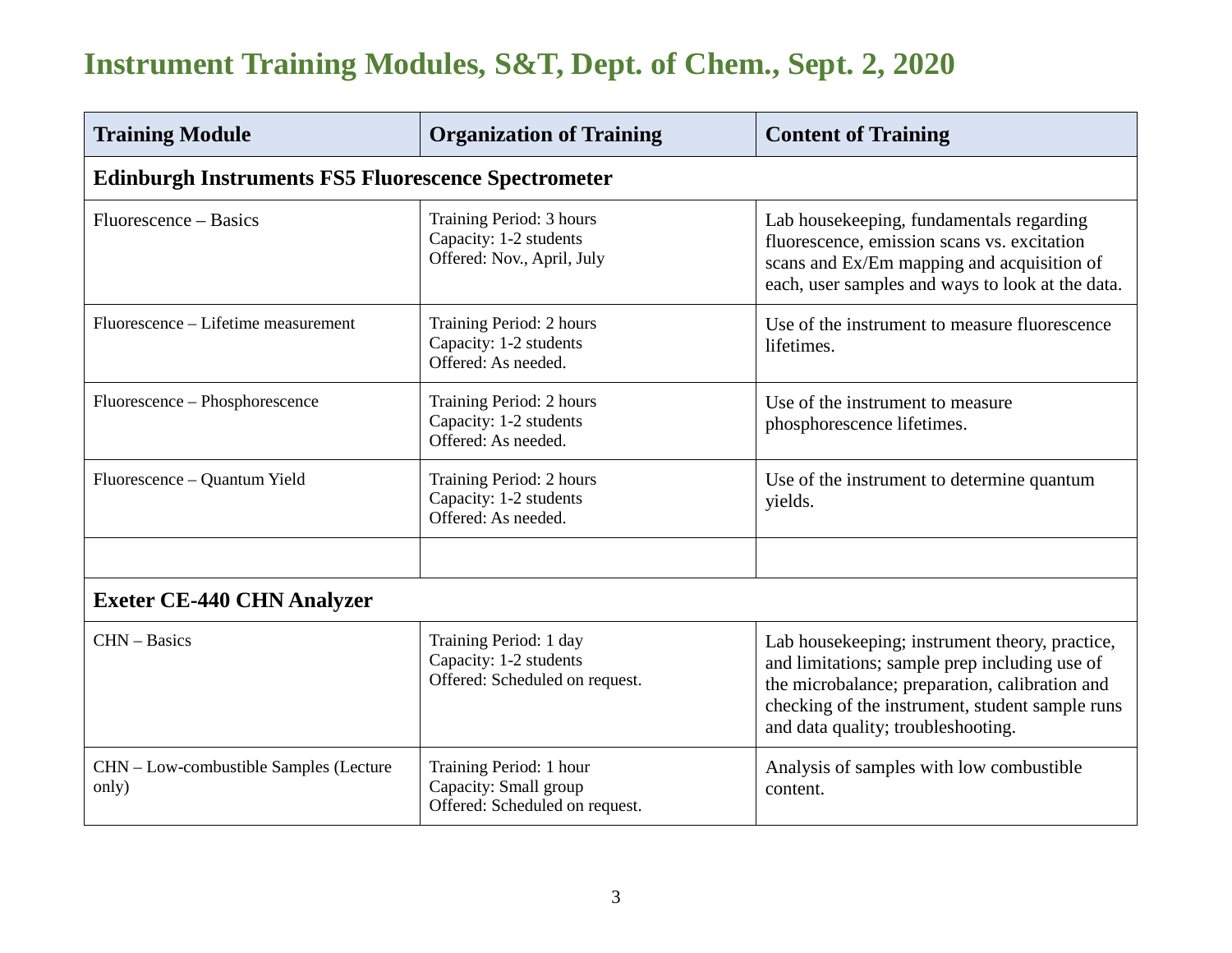# Instrument Training Modules, S&T, Dept. of Chem., Sept. 2, 2020

| Training Module | Organization of Training | Content of Training |
|---|---|---|
| **Edinburgh Instruments FS5 Fluorescence Spectrometer** | | |
| Fluorescence – Basics | Training Period: 3 hours<br>Capacity: 1-2 students<br>Offered: Nov., April, July | Lab housekeeping, fundamentals regarding fluorescence, emission scans vs. excitation scans and Ex/Em mapping and acquisition of each, user samples and ways to look at the data. |
| Fluorescence – Lifetime measurement | Training Period: 2 hours<br>Capacity: 1-2 students<br>Offered: As needed. | Use of the instrument to measure fluorescence lifetimes. |
| Fluorescence – Phosphorescence | Training Period: 2 hours<br>Capacity: 1-2 students<br>Offered: As needed. | Use of the instrument to measure phosphorescence lifetimes. |
| Fluorescence – Quantum Yield | Training Period: 2 hours<br>Capacity: 1-2 students<br>Offered: As needed. | Use of the instrument to determine quantum yields. |
| | | |
| **Exeter CE-440 CHN Analyzer** | | |
| CHN – Basics | Training Period: 1 day<br>Capacity: 1-2 students<br>Offered: Scheduled on request. | Lab housekeeping; instrument theory, practice, and limitations; sample prep including use of the microbalance; preparation, calibration and checking of the instrument, student sample runs and data quality; troubleshooting. |
| CHN – Low-combustible Samples (Lecture only) | Training Period: 1 hour<br>Capacity: Small group<br>Offered: Scheduled on request. | Analysis of samples with low combustible content. |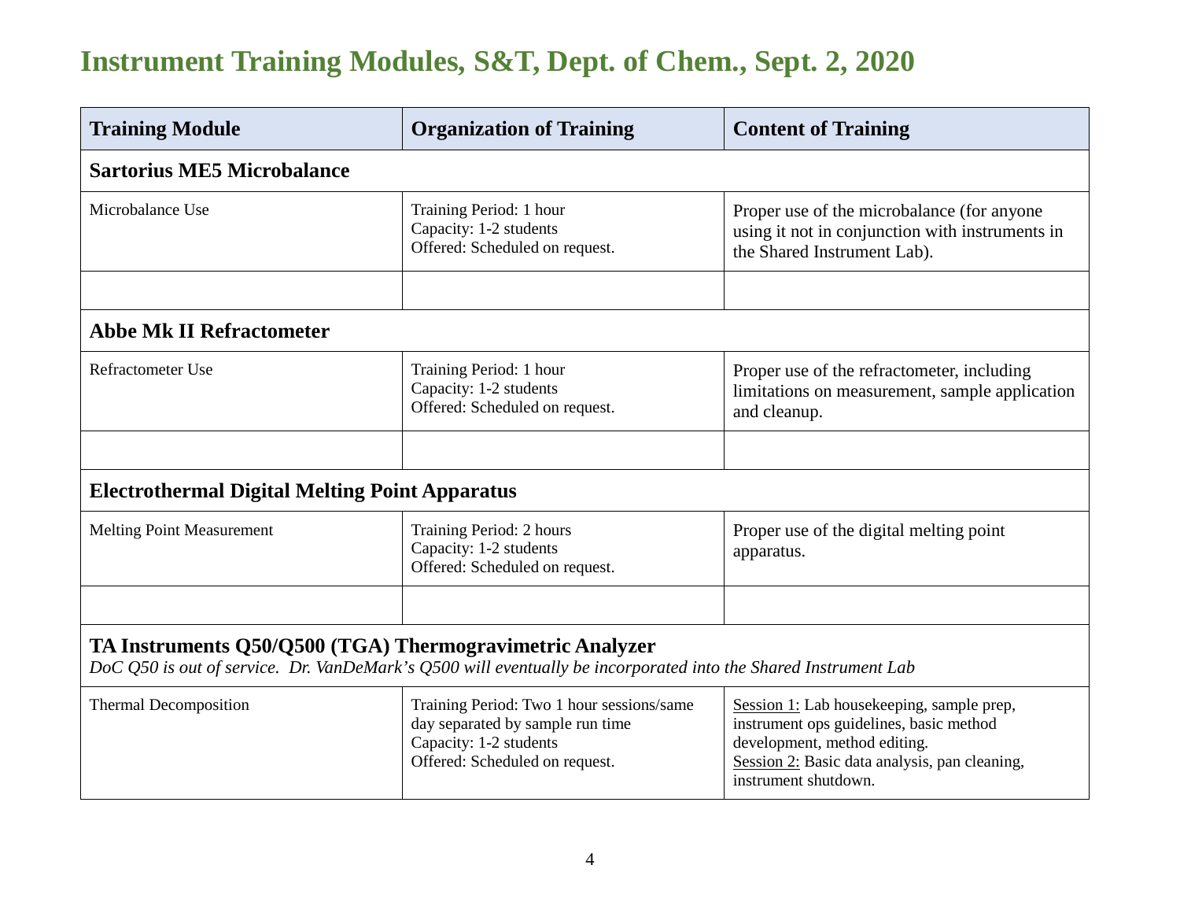# Instrument Training Modules, S&T, Dept. of Chem., Sept. 2, 2020

| Training Module | Organization of Training | Content of Training |
|---|---|---|
| **Sartorius ME5 Microbalance** | | |
| Microbalance Use | Training Period: 1 hour<br>Capacity: 1-2 students<br>Offered: Scheduled on request. | Proper use of the microbalance (for anyone using it not in conjunction with instruments in the Shared Instrument Lab). |
| | | |
| **Abbe Mk II Refractometer** | | |
| Refractometer Use | Training Period: 1 hour<br>Capacity: 1-2 students<br>Offered: Scheduled on request. | Proper use of the refractometer, including limitations on measurement, sample application and cleanup. |
| | | |
| **Electrothermal Digital Melting Point Apparatus** | | |
| Melting Point Measurement | Training Period: 2 hours<br>Capacity: 1-2 students<br>Offered: Scheduled on request. | Proper use of the digital melting point apparatus. |
| | | |
| **TA Instruments Q50/Q500 (TGA) Thermogravimetric Analyzer**<br>*DoC Q50 is out of service. Dr. VanDeMark's Q500 will eventually be incorporated into the Shared Instrument Lab* | | |
| Thermal Decomposition | Training Period: Two 1 hour sessions/same day separated by sample run time<br>Capacity: 1-2 students<br>Offered: Scheduled on request. | Session 1: Lab housekeeping, sample prep, instrument ops guidelines, basic method development, method editing.<br>Session 2: Basic data analysis, pan cleaning, instrument shutdown. |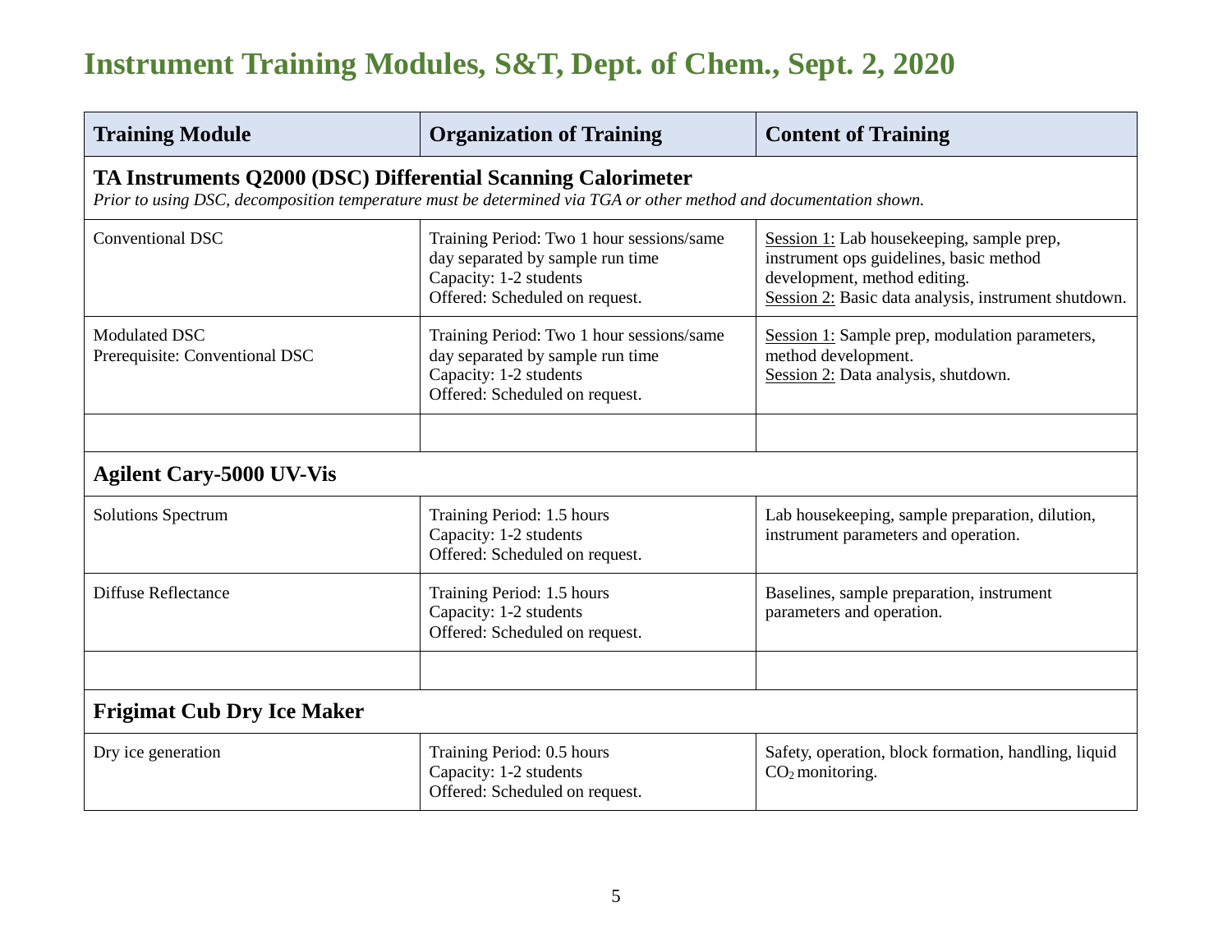# Instrument Training Modules, S&T, Dept. of Chem., Sept. 2, 2020

| Training Module | Organization of Training | Content of Training |
|---|---|---|
| **TA Instruments Q2000 (DSC) Differential Scanning Calorimeter**<br>*Prior to using DSC, decomposition temperature must be determined via TGA or other method and documentation shown.* | | |
| Conventional DSC | Training Period: Two 1 hour sessions/same day separated by sample run time<br>Capacity: 1-2 students<br>Offered: Scheduled on request. | Session 1: Lab housekeeping, sample prep, instrument ops guidelines, basic method development, method editing.<br>Session 2: Basic data analysis, instrument shutdown. |
| Modulated DSC<br>Prerequisite: Conventional DSC | Training Period: Two 1 hour sessions/same day separated by sample run time<br>Capacity: 1-2 students<br>Offered: Scheduled on request. | Session 1: Sample prep, modulation parameters, method development.<br>Session 2: Data analysis, shutdown. |
| | | |
| **Agilent Cary-5000 UV-Vis** | | |
| Solutions Spectrum | Training Period: 1.5 hours<br>Capacity: 1-2 students<br>Offered: Scheduled on request. | Lab housekeeping, sample preparation, dilution, instrument parameters and operation. |
| Diffuse Reflectance | Training Period: 1.5 hours<br>Capacity: 1-2 students<br>Offered: Scheduled on request. | Baselines, sample preparation, instrument parameters and operation. |
| | | |
| **Frigimat Cub Dry Ice Maker** | | |
| Dry ice generation | Training Period: 0.5 hours<br>Capacity: 1-2 students<br>Offered: Scheduled on request. | Safety, operation, block formation, handling, liquid $CO_2$ monitoring. |